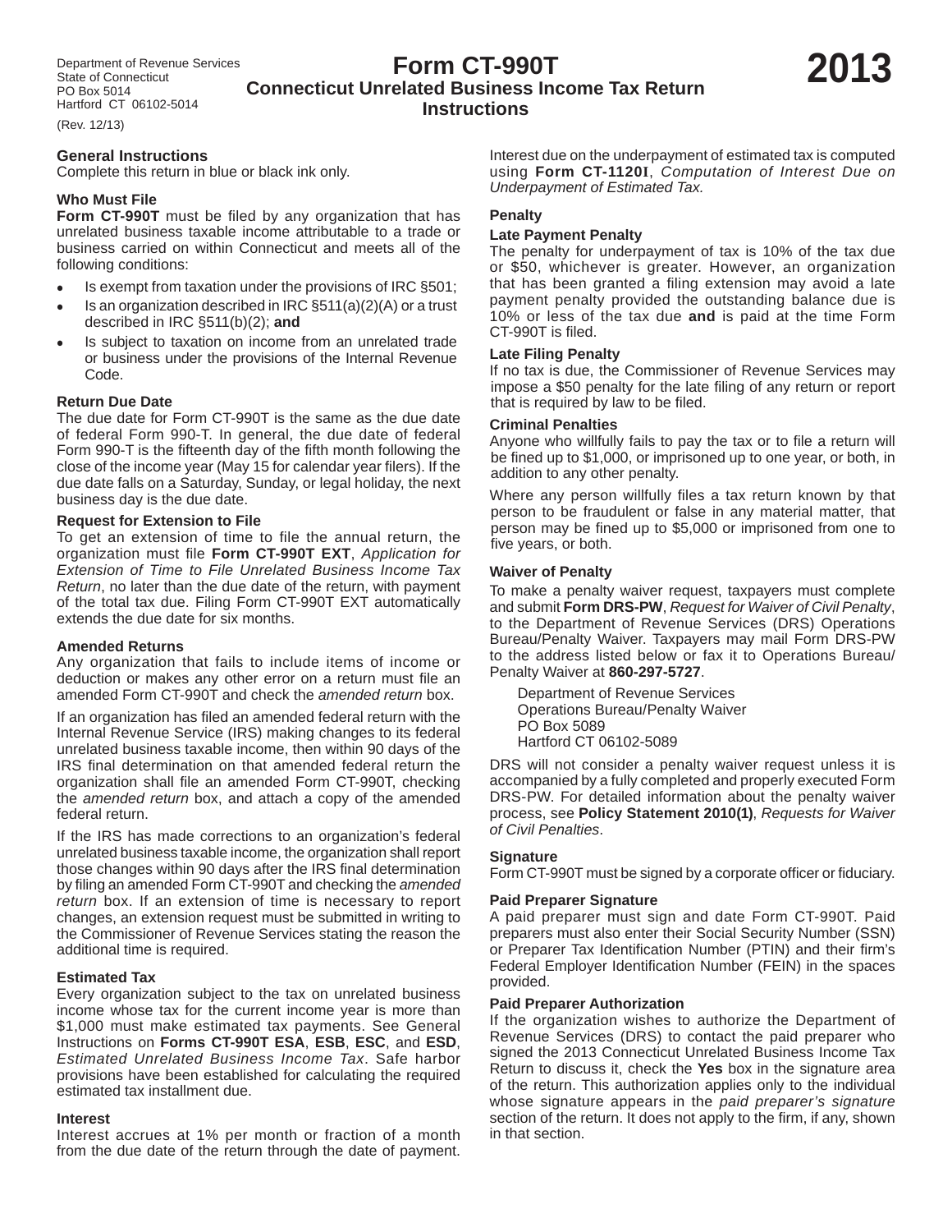Department of Revenue Services
State of Connecticut
PO Box 5014
Hartford CT 06102-5014

(Rev. 12/13)

# Form CT-990T
## Connecticut Unrelated Business Income Tax Return Instructions

**2013**

### General Instructions

Complete this return in blue or black ink only.

#### Who Must File

**Form CT-990T** must be filed by any organization that has unrelated business taxable income attributable to a trade or business carried on within Connecticut and meets all of the following conditions:

- Is exempt from taxation under the provisions of IRC §501;
- Is an organization described in IRC §511(a)(2)(A) or a trust described in IRC §511(b)(2); **and**
- Is subject to taxation on income from an unrelated trade or business under the provisions of the Internal Revenue Code.

#### Return Due Date

The due date for Form CT-990T is the same as the due date of federal Form 990-T. In general, the due date of federal Form 990-T is the fifteenth day of the fifth month following the close of the income year (May 15 for calendar year filers). If the due date falls on a Saturday, Sunday, or legal holiday, the next business day is the due date.

#### Request for Extension to File

To get an extension of time to file the annual return, the organization must file **Form CT-990T EXT**, *Application for Extension of Time to File Unrelated Business Income Tax Return*, no later than the due date of the return, with payment of the total tax due. Filing Form CT-990T EXT automatically extends the due date for six months.

#### Amended Returns

Any organization that fails to include items of income or deduction or makes any other error on a return must file an amended Form CT-990T and check the *amended return* box.

If an organization has filed an amended federal return with the Internal Revenue Service (IRS) making changes to its federal unrelated business taxable income, then within 90 days of the IRS final determination on that amended federal return the organization shall file an amended Form CT-990T, checking the *amended return* box, and attach a copy of the amended federal return.

If the IRS has made corrections to an organization's federal unrelated business taxable income, the organization shall report those changes within 90 days after the IRS final determination by filing an amended Form CT-990T and checking the *amended return* box. If an extension of time is necessary to report changes, an extension request must be submitted in writing to the Commissioner of Revenue Services stating the reason the additional time is required.

#### Estimated Tax

Every organization subject to the tax on unrelated business income whose tax for the current income year is more than $1,000 must make estimated tax payments. See General Instructions on **Forms CT-990T ESA**, **ESB**, **ESC**, and **ESD**, *Estimated Unrelated Business Income Tax*. Safe harbor provisions have been established for calculating the required estimated tax installment due.

#### Interest

Interest accrues at 1% per month or fraction of a month from the due date of the return through the date of payment.

Interest due on the underpayment of estimated tax is computed using **Form CT-1120I**, *Computation of Interest Due on Underpayment of Estimated Tax.*

#### Penalty

##### Late Payment Penalty

The penalty for underpayment of tax is 10% of the tax due or $50, whichever is greater. However, an organization that has been granted a filing extension may avoid a late payment penalty provided the outstanding balance due is 10% or less of the tax due **and** is paid at the time Form CT-990T is filed.

##### Late Filing Penalty

If no tax is due, the Commissioner of Revenue Services may impose a $50 penalty for the late filing of any return or report that is required by law to be filed.

##### Criminal Penalties

Anyone who willfully fails to pay the tax or to file a return will be fined up to $1,000, or imprisoned up to one year, or both, in addition to any other penalty.

Where any person willfully files a tax return known by that person to be fraudulent or false in any material matter, that person may be fined up to $5,000 or imprisoned from one to five years, or both.

#### Waiver of Penalty

To make a penalty waiver request, taxpayers must complete and submit **Form DRS-PW**, *Request for Waiver of Civil Penalty*, to the Department of Revenue Services (DRS) Operations Bureau/Penalty Waiver. Taxpayers may mail Form DRS-PW to the address listed below or fax it to Operations Bureau/ Penalty Waiver at **860-297-5727**.

Department of Revenue Services
Operations Bureau/Penalty Waiver
PO Box 5089
Hartford CT 06102-5089

DRS will not consider a penalty waiver request unless it is accompanied by a fully completed and properly executed Form DRS-PW. For detailed information about the penalty waiver process, see **Policy Statement 2010(1)**, *Requests for Waiver of Civil Penalties*.

#### Signature

Form CT-990T must be signed by a corporate officer or fiduciary.

#### Paid Preparer Signature

A paid preparer must sign and date Form CT-990T. Paid preparers must also enter their Social Security Number (SSN) or Preparer Tax Identification Number (PTIN) and their firm's Federal Employer Identification Number (FEIN) in the spaces provided.

#### Paid Preparer Authorization

If the organization wishes to authorize the Department of Revenue Services (DRS) to contact the paid preparer who signed the 2013 Connecticut Unrelated Business Income Tax Return to discuss it, check the **Yes** box in the signature area of the return. This authorization applies only to the individual whose signature appears in the *paid preparer's signature* section of the return. It does not apply to the firm, if any, shown in that section.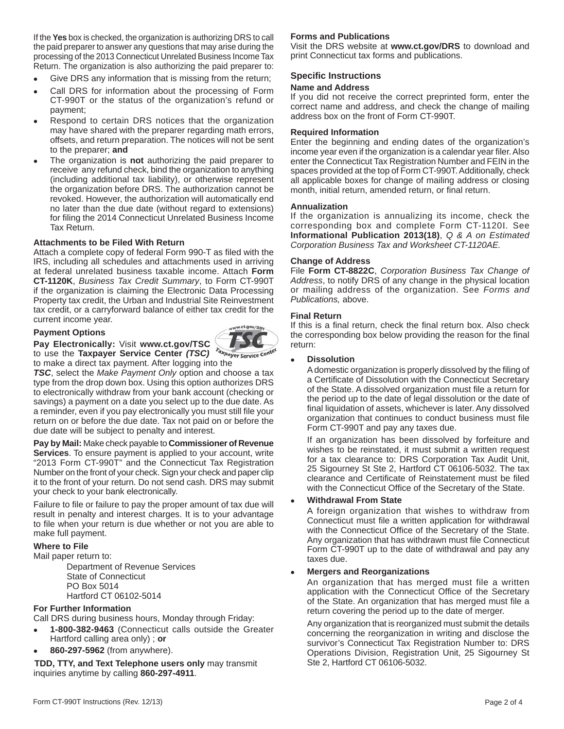If the **Yes** box is checked, the organization is authorizing DRS to call the paid preparer to answer any questions that may arise during the processing of the 2013 Connecticut Unrelated Business Income Tax Return. The organization is also authorizing the paid preparer to:

- Give DRS any information that is missing from the return;
- Call DRS for information about the processing of Form CT-990T or the status of the organization's refund or payment;
- Respond to certain DRS notices that the organization may have shared with the preparer regarding math errors, offsets, and return preparation. The notices will not be sent to the preparer; **and**
- The organization is **not** authorizing the paid preparer to receive any refund check, bind the organization to anything (including additional tax liability), or otherwise represent the organization before DRS. The authorization cannot be revoked. However, the authorization will automatically end no later than the due date (without regard to extensions) for filing the 2014 Connecticut Unrelated Business Income Tax Return.

### Attachments to be Filed With Return

Attach a complete copy of federal Form 990-T as filed with the IRS, including all schedules and attachments used in arriving at federal unrelated business taxable income. Attach **Form CT-1120K**, *Business Tax Credit Summary*, to Form CT-990T if the organization is claiming the Electronic Data Processing Property tax credit, the Urban and Industrial Site Reinvestment tax credit, or a carryforward balance of either tax credit for the current income year.

### Payment Options

**Pay Electronically:** Visit **www.ct.gov/TSC** to use the **Taxpayer Service Center *(TSC)*** to make a direct tax payment. After logging into the ***TSC***, select the *Make Payment Only* option and choose a tax type from the drop down box. Using this option authorizes DRS to electronically withdraw from your bank account (checking or savings) a payment on a date you select up to the due date. As a reminder, even if you pay electronically you must still file your return on or before the due date. Tax not paid on or before the due date will be subject to penalty and interest.

**Pay by Mail:** Make check payable to **Commissioner of Revenue Services**. To ensure payment is applied to your account, write "2013 Form CT-990T" and the Connecticut Tax Registration Number on the front of your check. Sign your check and paper clip it to the front of your return. Do not send cash. DRS may submit your check to your bank electronically.

Failure to file or failure to pay the proper amount of tax due will result in penalty and interest charges. It is to your advantage to file when your return is due whether or not you are able to make full payment.

### Where to File

Mail paper return to:

Department of Revenue Services
State of Connecticut
PO Box 5014
Hartford CT 06102-5014

### For Further Information

Call DRS during business hours, Monday through Friday:

- **1-800-382-9463** (Connecticut calls outside the Greater Hartford calling area only) ; **or**
- **860-297-5962** (from anywhere).

**TDD, TTY, and Text Telephone users only** may transmit inquiries anytime by calling **860-297-4911**.

### Forms and Publications

Visit the DRS website at **www.ct.gov/DRS** to download and print Connecticut tax forms and publications.

## Specific Instructions

### Name and Address

If you did not receive the correct preprinted form, enter the correct name and address, and check the change of mailing address box on the front of Form CT-990T.

### Required Information

Enter the beginning and ending dates of the organization's income year even if the organization is a calendar year filer. Also enter the Connecticut Tax Registration Number and FEIN in the spaces provided at the top of Form CT-990T. Additionally, check all applicable boxes for change of mailing address or closing month, initial return, amended return, or final return.

### Annualization

If the organization is annualizing its income, check the corresponding box and complete Form CT-1120I. See **Informational Publication 2013(18)**, *Q & A on Estimated Corporation Business Tax and Worksheet CT-1120AE.*

### Change of Address

File **Form CT-8822C**, *Corporation Business Tax Change of Address*, to notify DRS of any change in the physical location or mailing address of the organization. See *Forms and Publications,* above.

### Final Return

If this is a final return, check the final return box. Also check the corresponding box below providing the reason for the final return:

- **Dissolution**

  A domestic organization is properly dissolved by the filing of a Certificate of Dissolution with the Connecticut Secretary of the State. A dissolved organization must file a return for the period up to the date of legal dissolution or the date of final liquidation of assets, whichever is later. Any dissolved organization that continues to conduct business must file Form CT-990T and pay any taxes due.

  If an organization has been dissolved by forfeiture and wishes to be reinstated, it must submit a written request for a tax clearance to: DRS Corporation Tax Audit Unit, 25 Sigourney St Ste 2, Hartford CT 06106-5032. The tax clearance and Certificate of Reinstatement must be filed with the Connecticut Office of the Secretary of the State.

- **Withdrawal From State**

  A foreign organization that wishes to withdraw from Connecticut must file a written application for withdrawal with the Connecticut Office of the Secretary of the State. Any organization that has withdrawn must file Connecticut Form CT-990T up to the date of withdrawal and pay any taxes due.

- **Mergers and Reorganizations**

  An organization that has merged must file a written application with the Connecticut Office of the Secretary of the State. An organization that has merged must file a return covering the period up to the date of merger.

  Any organization that is reorganized must submit the details concerning the reorganization in writing and disclose the survivor's Connecticut Tax Registration Number to: DRS Operations Division, Registration Unit, 25 Sigourney St Ste 2, Hartford CT 06106-5032.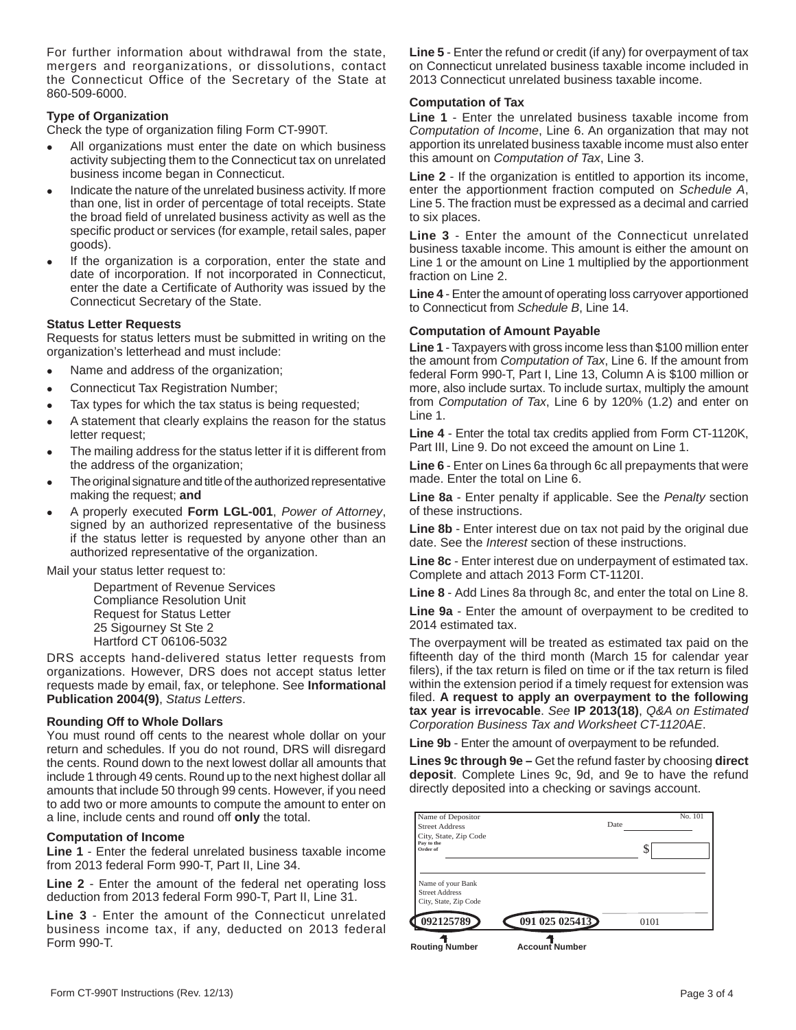For further information about withdrawal from the state, mergers and reorganizations, or dissolutions, contact the Connecticut Office of the Secretary of the State at 860-509-6000.

### Type of Organization

Check the type of organization filing Form CT-990T.

- All organizations must enter the date on which business activity subjecting them to the Connecticut tax on unrelated business income began in Connecticut.
- Indicate the nature of the unrelated business activity. If more than one, list in order of percentage of total receipts. State the broad field of unrelated business activity as well as the specific product or services (for example, retail sales, paper goods).
- If the organization is a corporation, enter the state and date of incorporation. If not incorporated in Connecticut, enter the date a Certificate of Authority was issued by the Connecticut Secretary of the State.

### Status Letter Requests

Requests for status letters must be submitted in writing on the organization's letterhead and must include:

- Name and address of the organization;
- Connecticut Tax Registration Number;
- Tax types for which the tax status is being requested;
- A statement that clearly explains the reason for the status letter request;
- The mailing address for the status letter if it is different from the address of the organization;
- The original signature and title of the authorized representative making the request; **and**
- A properly executed **Form LGL-001**, *Power of Attorney*, signed by an authorized representative of the business if the status letter is requested by anyone other than an authorized representative of the organization.

Mail your status letter request to:

Department of Revenue Services
Compliance Resolution Unit
Request for Status Letter
25 Sigourney St Ste 2
Hartford CT 06106-5032

DRS accepts hand-delivered status letter requests from organizations. However, DRS does not accept status letter requests made by email, fax, or telephone. See **Informational Publication 2004(9)**, *Status Letters*.

### Rounding Off to Whole Dollars

You must round off cents to the nearest whole dollar on your return and schedules. If you do not round, DRS will disregard the cents. Round down to the next lowest dollar all amounts that include 1 through 49 cents. Round up to the next highest dollar all amounts that include 50 through 99 cents. However, if you need to add two or more amounts to compute the amount to enter on a line, include cents and round off **only** the total.

### Computation of Income

**Line 1** - Enter the federal unrelated business taxable income from 2013 federal Form 990-T, Part II, Line 34.

**Line 2** - Enter the amount of the federal net operating loss deduction from 2013 federal Form 990-T, Part II, Line 31.

**Line 3** - Enter the amount of the Connecticut unrelated business income tax, if any, deducted on 2013 federal Form 990-T.

**Line 5** - Enter the refund or credit (if any) for overpayment of tax on Connecticut unrelated business taxable income included in 2013 Connecticut unrelated business taxable income.

### Computation of Tax

**Line 1** - Enter the unrelated business taxable income from *Computation of Income*, Line 6. An organization that may not apportion its unrelated business taxable income must also enter this amount on *Computation of Tax*, Line 3.

**Line 2** - If the organization is entitled to apportion its income, enter the apportionment fraction computed on *Schedule A*, Line 5. The fraction must be expressed as a decimal and carried to six places.

**Line 3** - Enter the amount of the Connecticut unrelated business taxable income. This amount is either the amount on Line 1 or the amount on Line 1 multiplied by the apportionment fraction on Line 2.

**Line 4** - Enter the amount of operating loss carryover apportioned to Connecticut from *Schedule B*, Line 14.

### Computation of Amount Payable

**Line 1** - Taxpayers with gross income less than $100 million enter the amount from *Computation of Tax*, Line 6. If the amount from federal Form 990-T, Part I, Line 13, Column A is $100 million or more, also include surtax. To include surtax, multiply the amount from *Computation of Tax*, Line 6 by 120% (1.2) and enter on Line 1.

**Line 4** - Enter the total tax credits applied from Form CT-1120K, Part III, Line 9. Do not exceed the amount on Line 1.

**Line 6** - Enter on Lines 6a through 6c all prepayments that were made. Enter the total on Line 6.

**Line 8a** - Enter penalty if applicable. See the *Penalty* section of these instructions.

**Line 8b** - Enter interest due on tax not paid by the original due date. See the *Interest* section of these instructions.

**Line 8c** - Enter interest due on underpayment of estimated tax. Complete and attach 2013 Form CT-1120I.

**Line 8** - Add Lines 8a through 8c, and enter the total on Line 8.

**Line 9a** - Enter the amount of overpayment to be credited to 2014 estimated tax.

The overpayment will be treated as estimated tax paid on the fifteenth day of the third month (March 15 for calendar year filers), if the tax return is filed on time or if the tax return is filed within the extension period if a timely request for extension was filed. **A request to apply an overpayment to the following tax year is irrevocable**. *See* **IP 2013(18)**, *Q&A on Estimated Corporation Business Tax and Worksheet CT-1120AE*.

**Line 9b** - Enter the amount of overpayment to be refunded.

**Lines 9c through 9e –** Get the refund faster by choosing **direct deposit**. Complete Lines 9c, 9d, and 9e to have the refund directly deposited into a checking or savings account.

Name of Depositor
Street Address
City, State, Zip Code
Date
No. 101
Pay to the Order of $
Name of your Bank
Street Address
City, State, Zip Code
092125789 091 025 025413 0101
Routing Number Account Number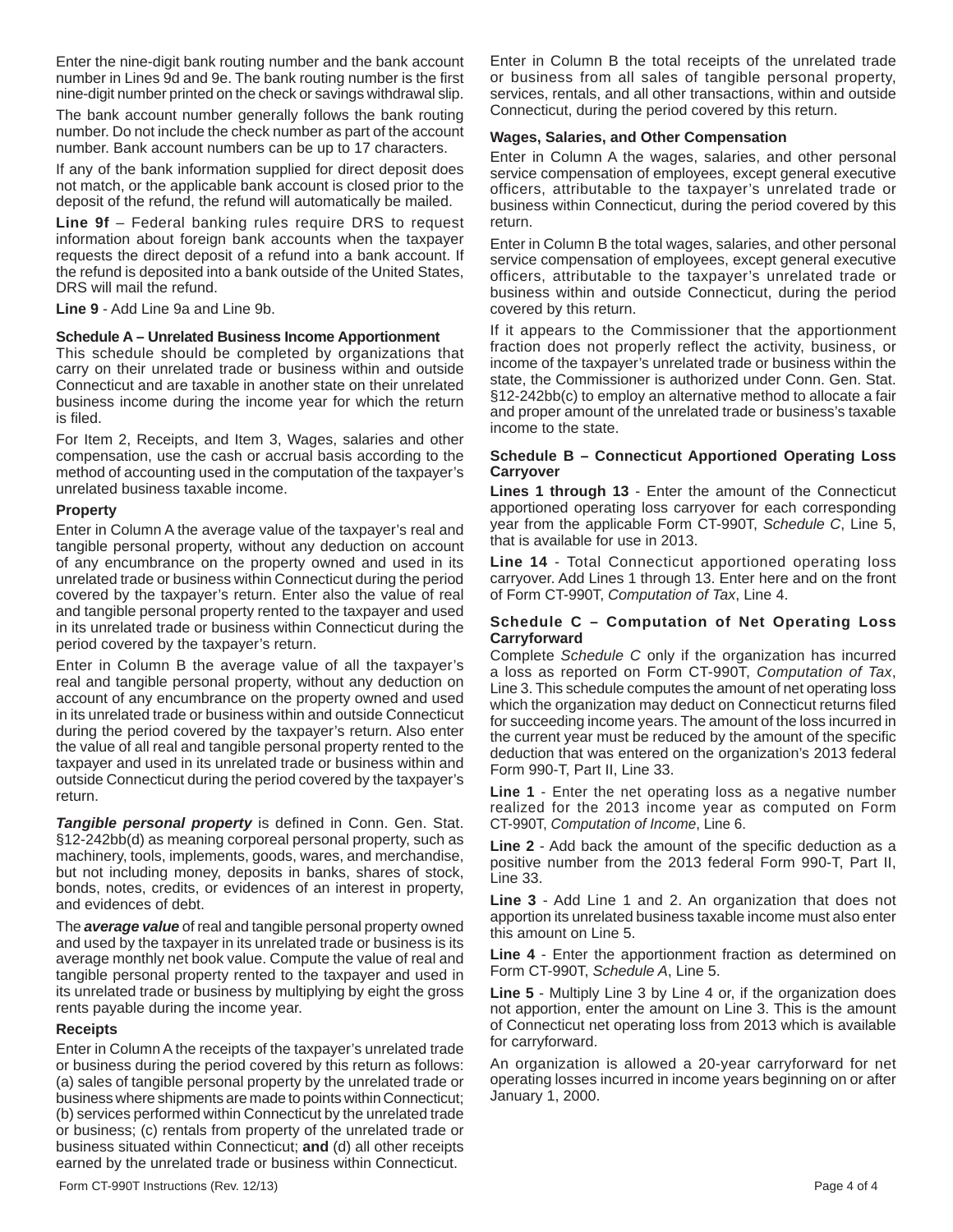Enter the nine-digit bank routing number and the bank account number in Lines 9d and 9e. The bank routing number is the first nine-digit number printed on the check or savings withdrawal slip.

The bank account number generally follows the bank routing number. Do not include the check number as part of the account number. Bank account numbers can be up to 17 characters.

If any of the bank information supplied for direct deposit does not match, or the applicable bank account is closed prior to the deposit of the refund, the refund will automatically be mailed.

**Line 9f** – Federal banking rules require DRS to request information about foreign bank accounts when the taxpayer requests the direct deposit of a refund into a bank account. If the refund is deposited into a bank outside of the United States, DRS will mail the refund.

**Line 9** - Add Line 9a and Line 9b.

### Schedule A – Unrelated Business Income Apportionment

This schedule should be completed by organizations that carry on their unrelated trade or business within and outside Connecticut and are taxable in another state on their unrelated business income during the income year for which the return is filed.

For Item 2, Receipts, and Item 3, Wages, salaries and other compensation, use the cash or accrual basis according to the method of accounting used in the computation of the taxpayer's unrelated business taxable income.

#### Property

Enter in Column A the average value of the taxpayer's real and tangible personal property, without any deduction on account of any encumbrance on the property owned and used in its unrelated trade or business within Connecticut during the period covered by the taxpayer's return. Enter also the value of real and tangible personal property rented to the taxpayer and used in its unrelated trade or business within Connecticut during the period covered by the taxpayer's return.

Enter in Column B the average value of all the taxpayer's real and tangible personal property, without any deduction on account of any encumbrance on the property owned and used in its unrelated trade or business within and outside Connecticut during the period covered by the taxpayer's return. Also enter the value of all real and tangible personal property rented to the taxpayer and used in its unrelated trade or business within and outside Connecticut during the period covered by the taxpayer's return.

***Tangible personal property*** is defined in Conn. Gen. Stat. §12-242bb(d) as meaning corporeal personal property, such as machinery, tools, implements, goods, wares, and merchandise, but not including money, deposits in banks, shares of stock, bonds, notes, credits, or evidences of an interest in property, and evidences of debt.

The ***average value*** of real and tangible personal property owned and used by the taxpayer in its unrelated trade or business is its average monthly net book value. Compute the value of real and tangible personal property rented to the taxpayer and used in its unrelated trade or business by multiplying by eight the gross rents payable during the income year.

#### Receipts

Enter in Column A the receipts of the taxpayer's unrelated trade or business during the period covered by this return as follows: (a) sales of tangible personal property by the unrelated trade or business where shipments are made to points within Connecticut; (b) services performed within Connecticut by the unrelated trade or business; (c) rentals from property of the unrelated trade or business situated within Connecticut; **and** (d) all other receipts earned by the unrelated trade or business within Connecticut.

Enter in Column B the total receipts of the unrelated trade or business from all sales of tangible personal property, services, rentals, and all other transactions, within and outside Connecticut, during the period covered by this return.

#### Wages, Salaries, and Other Compensation

Enter in Column A the wages, salaries, and other personal service compensation of employees, except general executive officers, attributable to the taxpayer's unrelated trade or business within Connecticut, during the period covered by this return.

Enter in Column B the total wages, salaries, and other personal service compensation of employees, except general executive officers, attributable to the taxpayer's unrelated trade or business within and outside Connecticut, during the period covered by this return.

If it appears to the Commissioner that the apportionment fraction does not properly reflect the activity, business, or income of the taxpayer's unrelated trade or business within the state, the Commissioner is authorized under Conn. Gen. Stat. §12-242bb(c) to employ an alternative method to allocate a fair and proper amount of the unrelated trade or business's taxable income to the state.

### Schedule B – Connecticut Apportioned Operating Loss Carryover

**Lines 1 through 13** - Enter the amount of the Connecticut apportioned operating loss carryover for each corresponding year from the applicable Form CT-990T, *Schedule C*, Line 5, that is available for use in 2013.

**Line 14** - Total Connecticut apportioned operating loss carryover. Add Lines 1 through 13. Enter here and on the front of Form CT-990T, *Computation of Tax*, Line 4.

### Schedule C – Computation of Net Operating Loss Carryforward

Complete *Schedule C* only if the organization has incurred a loss as reported on Form CT-990T, *Computation of Tax*, Line 3. This schedule computes the amount of net operating loss which the organization may deduct on Connecticut returns filed for succeeding income years. The amount of the loss incurred in the current year must be reduced by the amount of the specific deduction that was entered on the organization's 2013 federal Form 990-T, Part II, Line 33.

**Line 1** - Enter the net operating loss as a negative number realized for the 2013 income year as computed on Form CT-990T, *Computation of Income*, Line 6.

**Line 2** - Add back the amount of the specific deduction as a positive number from the 2013 federal Form 990-T, Part II, Line 33.

**Line 3** - Add Line 1 and 2. An organization that does not apportion its unrelated business taxable income must also enter this amount on Line 5.

**Line 4** - Enter the apportionment fraction as determined on Form CT-990T, *Schedule A*, Line 5.

**Line 5** - Multiply Line 3 by Line 4 or, if the organization does not apportion, enter the amount on Line 3. This is the amount of Connecticut net operating loss from 2013 which is available for carryforward.

An organization is allowed a 20-year carryforward for net operating losses incurred in income years beginning on or after January 1, 2000.